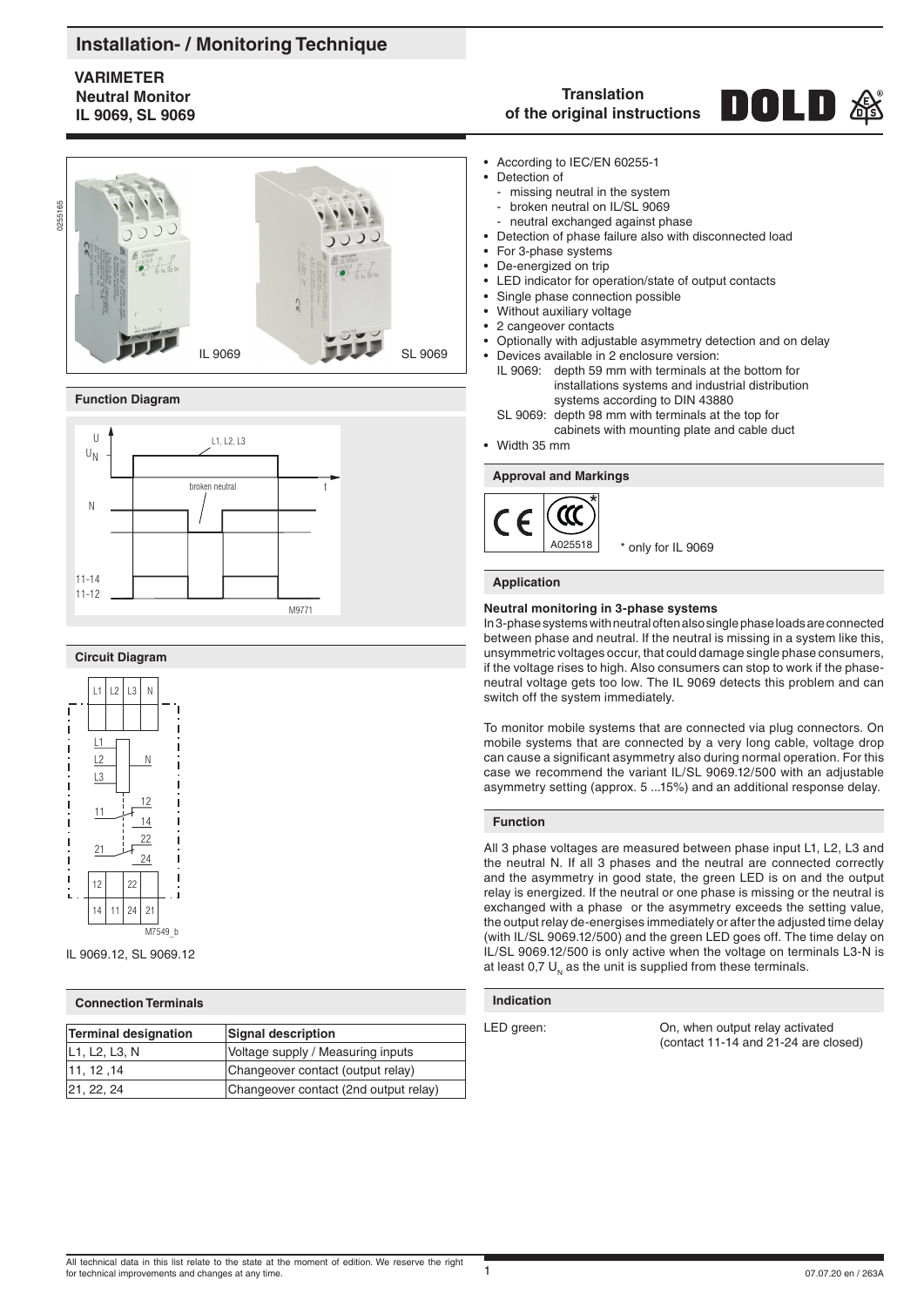# Installation- / Monitoring Technique

**VARIMETER**
**Neutral Monitor**
**IL 9069, SL 9069**

**Translation of the original instructions**

IL 9069 SL 9069

### Function Diagram

### Circuit Diagram

IL 9069.12, SL 9069.12

### Connection Terminals

| Terminal designation | Signal description |
|---|---|
| L1, L2, L3, N | Voltage supply / Measuring inputs |
| 11, 12 ,14 | Changeover contact (output relay) |
| 21, 22, 24 | Changeover contact (2nd output relay) |

- According to IEC/EN 60255-1
- Detection of
  - missing neutral in the system
  - broken neutral on IL/SL 9069
  - neutral exchanged against phase
- Detection of phase failure also with disconnected load
- For 3-phase systems
- De-energized on trip
- LED indicator for operation/state of output contacts
- Single phase connection possible
- Without auxiliary voltage
- 2 cangeover contacts
- Optionally with adjustable asymmetry detection and on delay
- Devices available in 2 enclosure version:
  IL 9069: depth 59 mm with terminals at the bottom for installations systems and industrial distribution systems according to DIN 43880
  SL 9069: depth 98 mm with terminals at the top for cabinets with mounting plate and cable duct
- Width 35 mm

### Approval and Markings

\* only for IL 9069

### Application

**Neutral monitoring in 3-phase systems**

In 3-phase systems with neutral often also single phase loads are connected between phase and neutral. If the neutral is missing in a system like this, unsymmetric voltages occur, that could damage single phase consumers, if the voltage rises to high. Also consumers can stop to work if the phase-neutral voltage gets too low. The IL 9069 detects this problem and can switch off the system immediately.

To monitor mobile systems that are connected via plug connectors. On mobile systems that are connected by a very long cable, voltage drop can cause a significant asymmetry also during normal operation. For this case we recommend the variant IL/SL 9069.12/500 with an adjustable asymmetry setting (approx. 5 ...15%) and an additional response delay.

### Function

All 3 phase voltages are measured between phase input L1, L2, L3 and the neutral N. If all 3 phases and the neutral are connected correctly and the asymmetry in good state, the green LED is on and the output relay is energized. If the neutral or one phase is missing or the neutral is exchanged with a phase or the asymmetry exceeds the setting value, the output relay de-energises immediately or after the adjusted time delay (with IL/SL 9069.12/500) and the green LED goes off. The time delay on IL/SL 9069.12/500 is only active when the voltage on terminals L3-N is at least 0,7 $U_N$ as the unit is supplied from these terminals.

### Indication

LED green: On, when output relay activated (contact 11-14 and 21-24 are closed)

All technical data in this list relate to the state at the moment of edition. We reserve the right for technical improvements and changes at any time.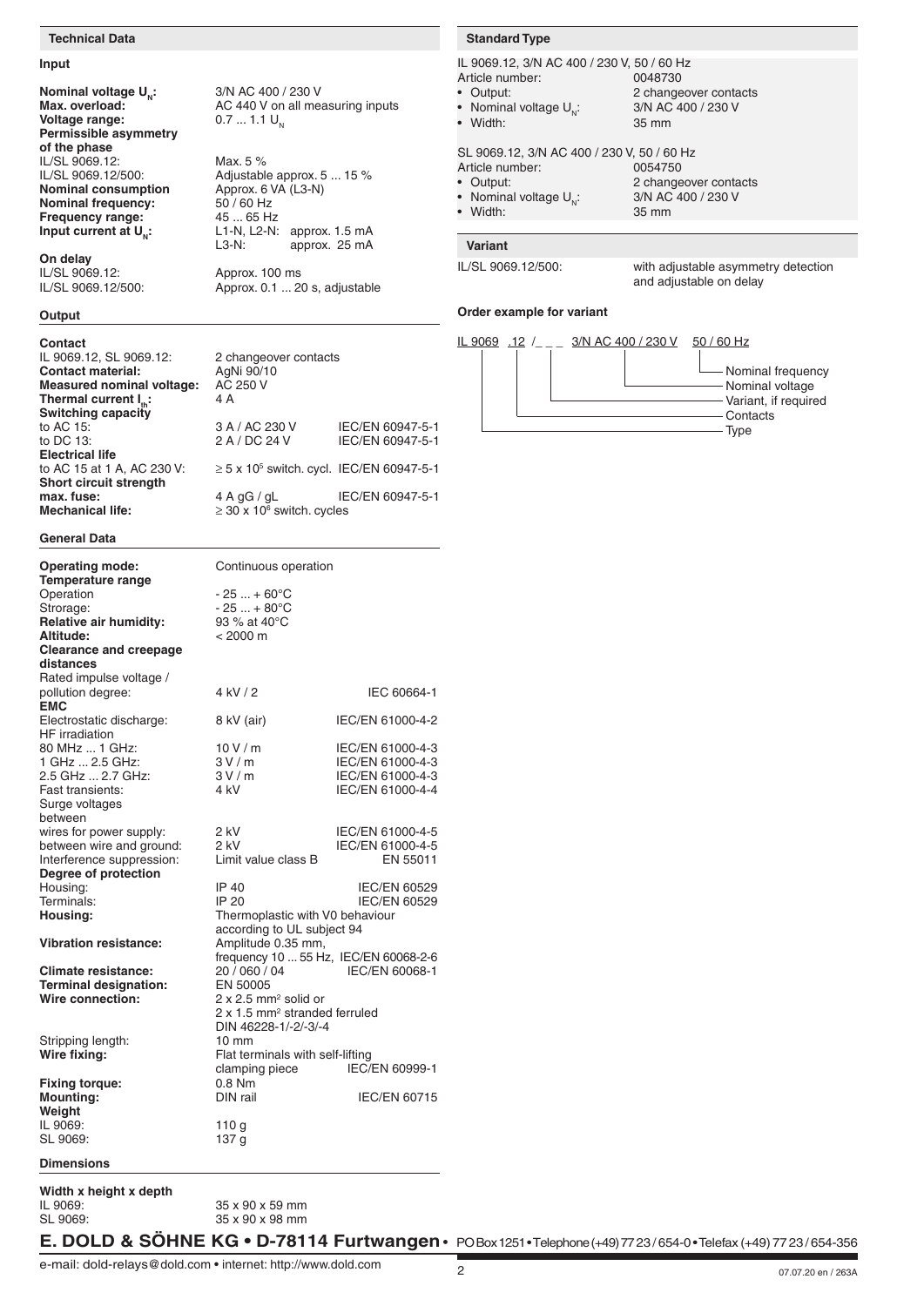## Technical Data

### Input

| | | |
|---|---|---|
| **Nominal voltage $U_N$:** | 3/N AC 400 / 230 V | |
| **Max. overload:** | AC 440 V on all measuring inputs | |
| **Voltage range:** | 0.7 ... 1.1 $U_N$ | |
| **Permissible asymmetry of the phase** | | |
| IL/SL 9069.12: | Max. 5 % | |
| IL/SL 9069.12/500: | Adjustable approx. 5 ... 15 % | |
| **Nominal consumption** | Approx. 6 VA (L3-N) | |
| **Nominal frequency:** | 50 / 60 Hz | |
| **Frequency range:** | 45 ... 65 Hz | |
| **Input current at $U_N$:** | L1-N, L2-N: approx. 1.5 mA | |
| | L3-N: approx. 25 mA | |
| **On delay** | | |
| IL/SL 9069.12: | Approx. 100 ms | |
| IL/SL 9069.12/500: | Approx. 0.1 ... 20 s, adjustable | |

### Output

| | | |
|---|---|---|
| **Contact** | | |
| IL 9069.12, SL 9069.12: | 2 changeover contacts | |
| **Contact material:** | AgNi 90/10 | |
| **Measured nominal voltage:** | AC 250 V | |
| **Thermal current $I_{th}$:** | 4 A | |
| **Switching capacity** | | |
| to AC 15: | 3 A / AC 230 V | IEC/EN 60947-5-1 |
| to DC 13: | 2 A / DC 24 V | IEC/EN 60947-5-1 |
| **Electrical life** | | |
| to AC 15 at 1 A, AC 230 V: | $\geq 5 \times 10^5$ switch. cycl. | IEC/EN 60947-5-1 |
| **Short circuit strength** | | |
| **max. fuse:** | 4 A gG / gL | IEC/EN 60947-5-1 |
| **Mechanical life:** | $\geq 30 \times 10^6$ switch. cycles | |

### General Data

| | | |
|---|---|---|
| **Operating mode:** | Continuous operation | |
| **Temperature range** | | |
| Operation | - 25 ... + 60°C | |
| Strorage: | - 25 ... + 80°C | |
| **Relative air humidity:** | 93 % at 40°C | |
| **Altitude:** | < 2000 m | |
| **Clearance and creepage distances** | | |
| Rated impulse voltage / pollution degree: | 4 kV / 2 | IEC 60664-1 |
| **EMC** | | |
| Electrostatic discharge: | 8 kV (air) | IEC/EN 61000-4-2 |
| HF irradiation | | |
| 80 MHz ... 1 GHz: | 10 V / m | IEC/EN 61000-4-3 |
| 1 GHz ... 2.5 GHz: | 3 V / m | IEC/EN 61000-4-3 |
| 2.5 GHz ... 2.7 GHz: | 3 V / m | IEC/EN 61000-4-3 |
| Fast transients: | 4 kV | IEC/EN 61000-4-4 |
| Surge voltages between | | |
| wires for power supply: | 2 kV | IEC/EN 61000-4-5 |
| between wire and ground: | 2 kV | IEC/EN 61000-4-5 |
| Interference suppression: | Limit value class B | EN 55011 |
| **Degree of protection** | | |
| Housing: | IP 40 | IEC/EN 60529 |
| Terminals: | IP 20 | IEC/EN 60529 |
| **Housing:** | Thermoplastic with V0 behaviour according to UL subject 94 | |
| **Vibration resistance:** | Amplitude 0.35 mm, frequency 10 ... 55 Hz, | IEC/EN 60068-2-6 |
| **Climate resistance:** | 20 / 060 / 04 | IEC/EN 60068-1 |
| **Terminal designation:** | EN 50005 | |
| **Wire connection:** | 2 x 2.5 mm² solid or 2 x 1.5 mm² stranded ferruled DIN 46228-1/-2/-3/-4 | |
| Stripping length: | 10 mm | |
| **Wire fixing:** | Flat terminals with self-lifting clamping piece | IEC/EN 60999-1 |
| **Fixing torque:** | 0.8 Nm | |
| **Mounting:** | DIN rail | IEC/EN 60715 |
| **Weight** | | |
| IL 9069: | 110 g | |
| SL 9069: | 137 g | |

### Dimensions

| | |
|---|---|
| **Width x height x depth** | |
| IL 9069: | 35 x 90 x 59 mm |
| SL 9069: | 35 x 90 x 98 mm |

## Standard Type

IL 9069.12, 3/N AC 400 / 230 V, 50 / 60 Hz

| | |
|---|---|
| Article number: | 0048730 |
| • Output: | 2 changeover contacts |
| • Nominal voltage $U_N$: | 3/N AC 400 / 230 V |
| • Width: | 35 mm |

SL 9069.12, 3/N AC 400 / 230 V, 50 / 60 Hz

| | |
|---|---|
| Article number: | 0054750 |
| • Output: | 2 changeover contacts |
| • Nominal voltage $U_N$: | 3/N AC 400 / 230 V |
| • Width: | 35 mm |

## Variant

| | |
|---|---|
| IL/SL 9069.12/500: | with adjustable asymmetry detection and adjustable on delay |

### Order example for variant

IL 9069 .12 /_ _ _ 3/N AC 400 / 230 V 50 / 60 Hz

- 50 / 60 Hz — Nominal frequency
- 3/N AC 400 / 230 V — Nominal voltage
- /_ _ _ — Variant, if required
- .12 — Contacts
- IL 9069 — Type

**E. DOLD & SÖHNE KG • D-78114 Furtwangen** • PO Box 1251 • Telephone (+49) 77 23 / 654-0 • Telefax (+49) 77 23 / 654-356

e-mail: dold-relays@dold.com • internet: http://www.dold.com

07.07.20 en / 263A